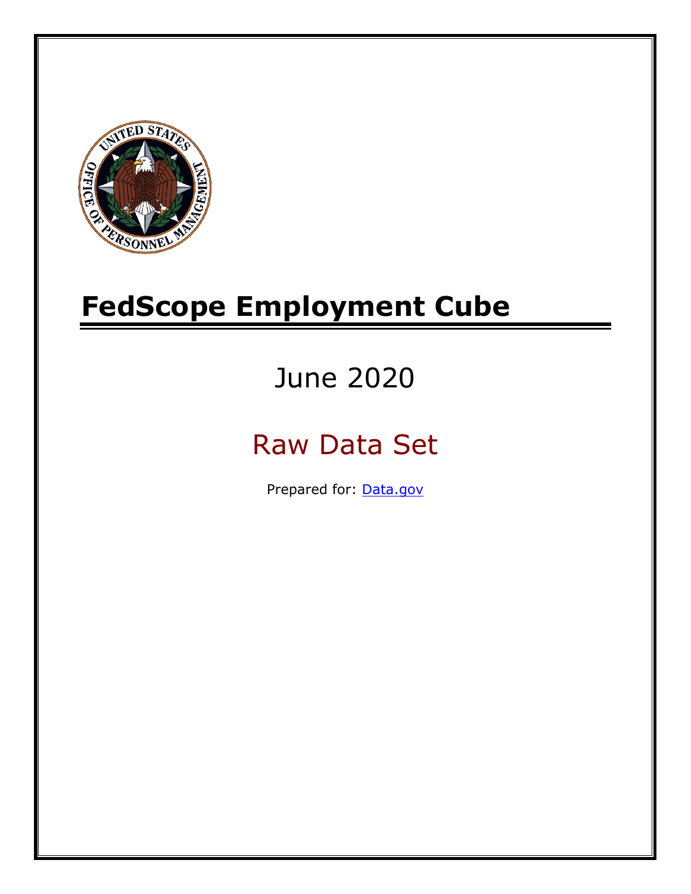# FedScope Employment Cube

June 2020

Raw Data Set

Prepared for: [Data.gov](https://www.data.gov)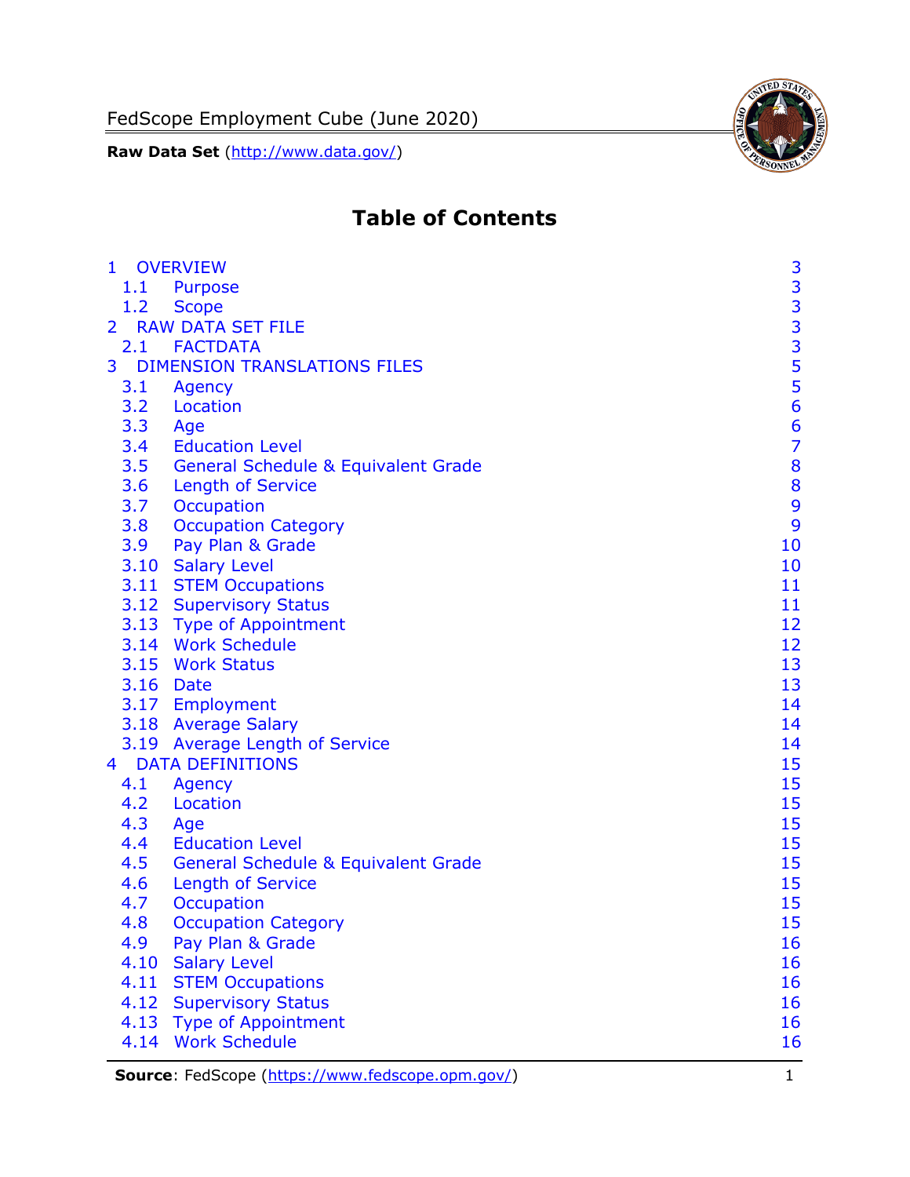FedScope Employment Cube (June 2020)

**Raw Data Set** (http://www.data.gov/)

# Table of Contents

| | | |
|---|---|---|
| 1 | OVERVIEW | 3 |
| 1.1 | Purpose | 3 |
| 1.2 | Scope | 3 |
| 2 | RAW DATA SET FILE | 3 |
| 2.1 | FACTDATA | 3 |
| 3 | DIMENSION TRANSLATIONS FILES | 5 |
| 3.1 | Agency | 5 |
| 3.2 | Location | 6 |
| 3.3 | Age | 6 |
| 3.4 | Education Level | 7 |
| 3.5 | General Schedule & Equivalent Grade | 8 |
| 3.6 | Length of Service | 8 |
| 3.7 | Occupation | 9 |
| 3.8 | Occupation Category | 9 |
| 3.9 | Pay Plan & Grade | 10 |
| 3.10 | Salary Level | 10 |
| 3.11 | STEM Occupations | 11 |
| 3.12 | Supervisory Status | 11 |
| 3.13 | Type of Appointment | 12 |
| 3.14 | Work Schedule | 12 |
| 3.15 | Work Status | 13 |
| 3.16 | Date | 13 |
| 3.17 | Employment | 14 |
| 3.18 | Average Salary | 14 |
| 3.19 | Average Length of Service | 14 |
| 4 | DATA DEFINITIONS | 15 |
| 4.1 | Agency | 15 |
| 4.2 | Location | 15 |
| 4.3 | Age | 15 |
| 4.4 | Education Level | 15 |
| 4.5 | General Schedule & Equivalent Grade | 15 |
| 4.6 | Length of Service | 15 |
| 4.7 | Occupation | 15 |
| 4.8 | Occupation Category | 15 |
| 4.9 | Pay Plan & Grade | 16 |
| 4.10 | Salary Level | 16 |
| 4.11 | STEM Occupations | 16 |
| 4.12 | Supervisory Status | 16 |
| 4.13 | Type of Appointment | 16 |
| 4.14 | Work Schedule | 16 |

**Source**: FedScope (https://www.fedscope.opm.gov/)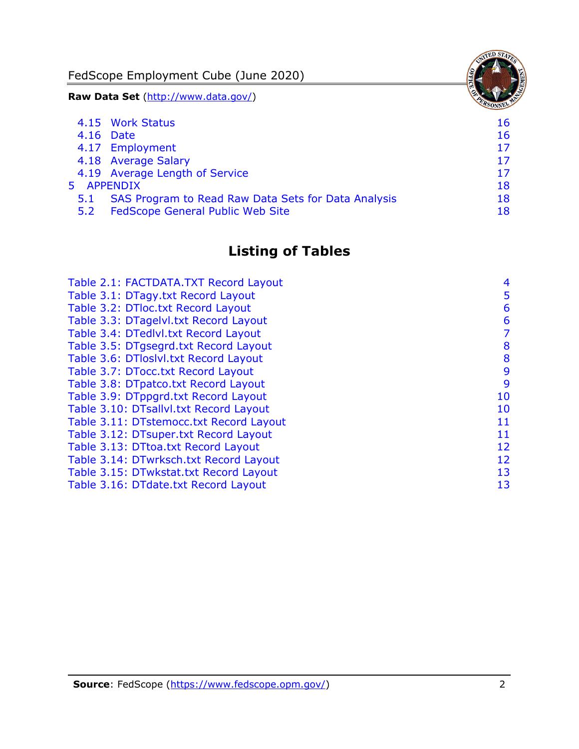| | | |
|---|---|---|
| 4.15 | Work Status | 16 |
| 4.16 | Date | 16 |
| 4.17 | Employment | 17 |
| 4.18 | Average Salary | 17 |
| 4.19 | Average Length of Service | 17 |
| 5 | APPENDIX | 18 |
| 5.1 | SAS Program to Read Raw Data Sets for Data Analysis | 18 |
| 5.2 | FedScope General Public Web Site | 18 |

## Listing of Tables

| | |
|---|---|
| Table 2.1: FACTDATA.TXT Record Layout | 4 |
| Table 3.1: DTagy.txt Record Layout | 5 |
| Table 3.2: DTloc.txt Record Layout | 6 |
| Table 3.3: DTagelvl.txt Record Layout | 6 |
| Table 3.4: DTedlvl.txt Record Layout | 7 |
| Table 3.5: DTgsegrd.txt Record Layout | 8 |
| Table 3.6: DTloslvl.txt Record Layout | 8 |
| Table 3.7: DTocc.txt Record Layout | 9 |
| Table 3.8: DTpatco.txt Record Layout | 9 |
| Table 3.9: DTppgrd.txt Record Layout | 10 |
| Table 3.10: DTsallvl.txt Record Layout | 10 |
| Table 3.11: DTstemocc.txt Record Layout | 11 |
| Table 3.12: DTsuper.txt Record Layout | 11 |
| Table 3.13: DTtoa.txt Record Layout | 12 |
| Table 3.14: DTwrksch.txt Record Layout | 12 |
| Table 3.15: DTwkstat.txt Record Layout | 13 |
| Table 3.16: DTdate.txt Record Layout | 13 |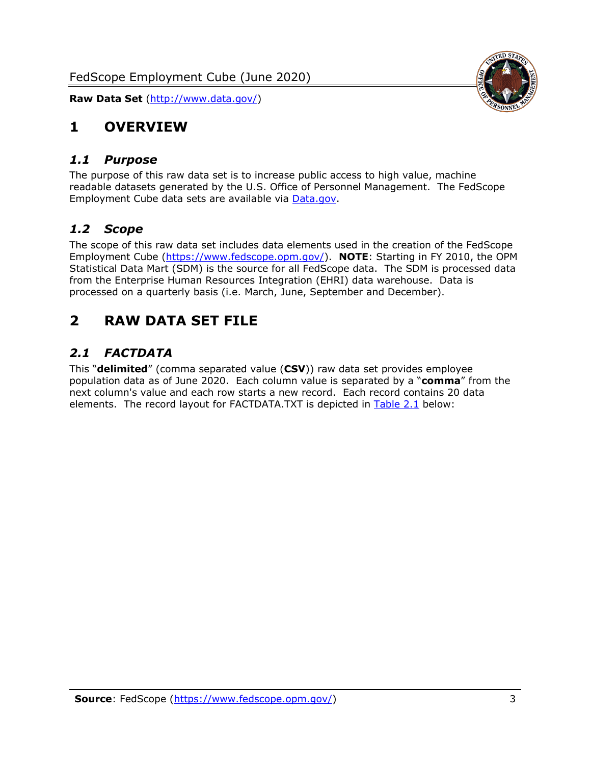# 1 OVERVIEW

## *1.1 Purpose*

The purpose of this raw data set is to increase public access to high value, machine readable datasets generated by the U.S. Office of Personnel Management. The FedScope Employment Cube data sets are available via [Data.gov](http://www.data.gov/).

## *1.2 Scope*

The scope of this raw data set includes data elements used in the creation of the FedScope Employment Cube (https://www.fedscope.opm.gov/). **NOTE**: Starting in FY 2010, the OPM Statistical Data Mart (SDM) is the source for all FedScope data. The SDM is processed data from the Enterprise Human Resources Integration (EHRI) data warehouse. Data is processed on a quarterly basis (i.e. March, June, September and December).

# 2 RAW DATA SET FILE

## *2.1 FACTDATA*

This "**delimited**" (comma separated value (**CSV**)) raw data set provides employee population data as of June 2020. Each column value is separated by a "**comma**" from the next column's value and each row starts a new record. Each record contains 20 data elements. The record layout for FACTDATA.TXT is depicted in Table 2.1 below: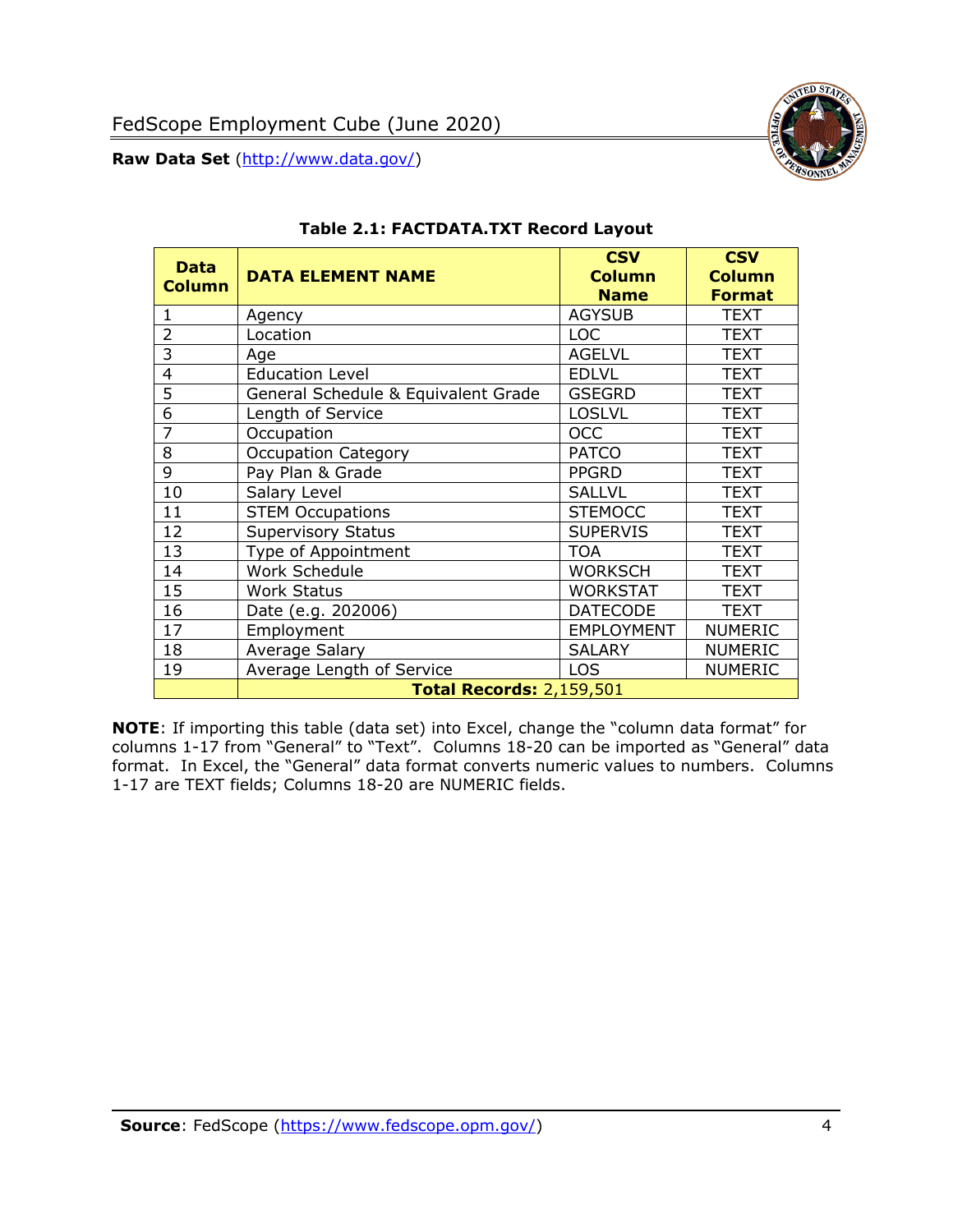**Table 2.1: FACTDATA.TXT Record Layout**

| Data Column | DATA ELEMENT NAME | CSV Column Name | CSV Column Format |
|---|---|---|---|
| 1 | Agency | AGYSUB | TEXT |
| 2 | Location | LOC | TEXT |
| 3 | Age | AGELVL | TEXT |
| 4 | Education Level | EDLVL | TEXT |
| 5 | General Schedule & Equivalent Grade | GSEGRD | TEXT |
| 6 | Length of Service | LOSLVL | TEXT |
| 7 | Occupation | OCC | TEXT |
| 8 | Occupation Category | PATCO | TEXT |
| 9 | Pay Plan & Grade | PPGRD | TEXT |
| 10 | Salary Level | SALLVL | TEXT |
| 11 | STEM Occupations | STEMOCC | TEXT |
| 12 | Supervisory Status | SUPERVIS | TEXT |
| 13 | Type of Appointment | TOA | TEXT |
| 14 | Work Schedule | WORKSCH | TEXT |
| 15 | Work Status | WORKSTAT | TEXT |
| 16 | Date (e.g. 202006) | DATECODE | TEXT |
| 17 | Employment | EMPLOYMENT | NUMERIC |
| 18 | Average Salary | SALARY | NUMERIC |
| 19 | Average Length of Service | LOS | NUMERIC |
| | **Total Records:** 2,159,501 | | |

**NOTE**: If importing this table (data set) into Excel, change the "column data format" for columns 1-17 from "General" to "Text". Columns 18-20 can be imported as "General" data format. In Excel, the "General" data format converts numeric values to numbers. Columns 1-17 are TEXT fields; Columns 18-20 are NUMERIC fields.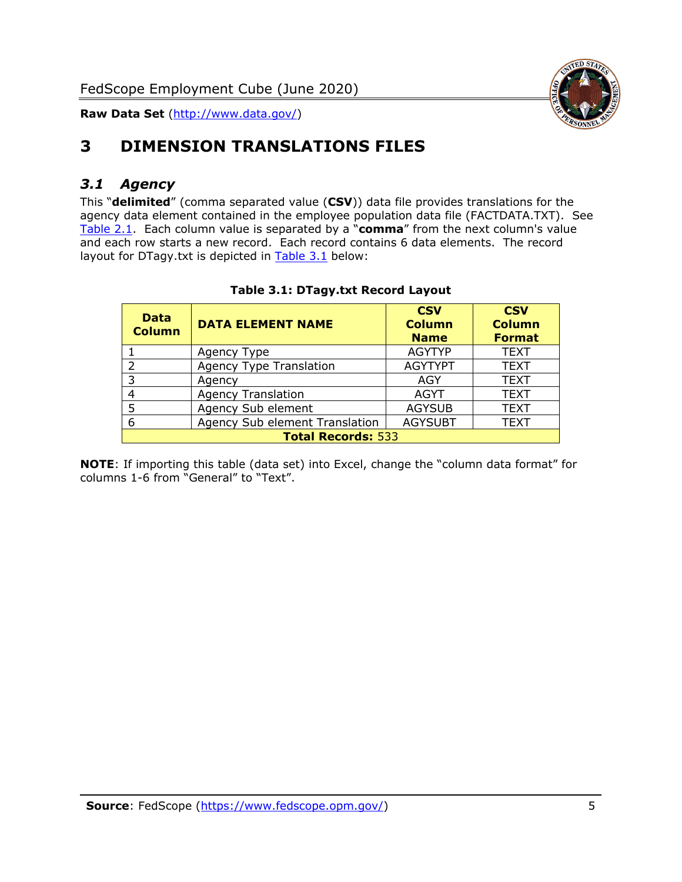# 3 DIMENSION TRANSLATIONS FILES

## *3.1 Agency*

This "**delimited**" (comma separated value (**CSV**)) data file provides translations for the agency data element contained in the employee population data file (FACTDATA.TXT). See Table 2.1. Each column value is separated by a "**comma**" from the next column's value and each row starts a new record. Each record contains 6 data elements. The record layout for DTagy.txt is depicted in Table 3.1 below:

**Table 3.1: DTagy.txt Record Layout**

| Data Column | DATA ELEMENT NAME | CSV Column Name | CSV Column Format |
|---|---|---|---|
| 1 | Agency Type | AGYTYP | TEXT |
| 2 | Agency Type Translation | AGYTYPT | TEXT |
| 3 | Agency | AGY | TEXT |
| 4 | Agency Translation | AGYT | TEXT |
| 5 | Agency Sub element | AGYSUB | TEXT |
| 6 | Agency Sub element Translation | AGYSUBT | TEXT |
| **Total Records:** 533 | | | |

**NOTE**: If importing this table (data set) into Excel, change the "column data format" for columns 1-6 from "General" to "Text".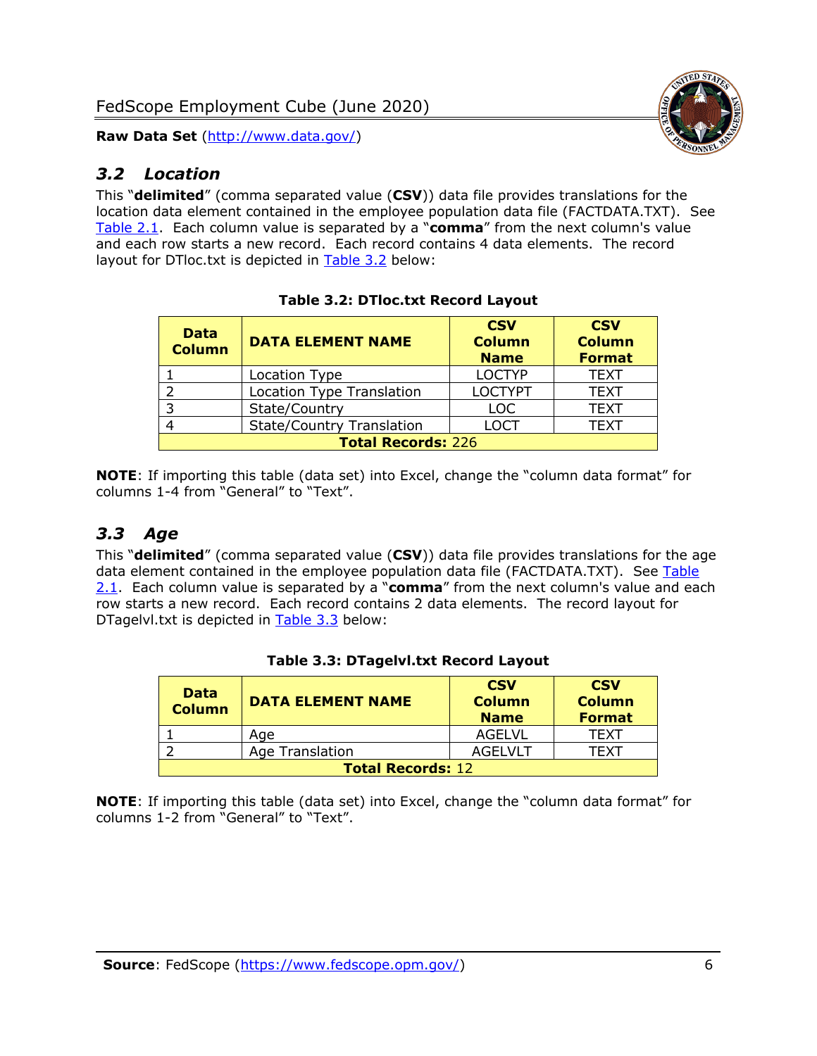## *3.2 Location*

This "**delimited**" (comma separated value (**CSV**)) data file provides translations for the location data element contained in the employee population data file (FACTDATA.TXT). See Table 2.1. Each column value is separated by a "**comma**" from the next column's value and each row starts a new record. Each record contains 4 data elements. The record layout for DTloc.txt is depicted in Table 3.2 below:

**Table 3.2: DTloc.txt Record Layout**

| Data Column | DATA ELEMENT NAME | CSV Column Name | CSV Column Format |
|---|---|---|---|
| 1 | Location Type | LOCTYP | TEXT |
| 2 | Location Type Translation | LOCTYPT | TEXT |
| 3 | State/Country | LOC | TEXT |
| 4 | State/Country Translation | LOCT | TEXT |
| **Total Records:** 226 | | | |

**NOTE**: If importing this table (data set) into Excel, change the "column data format" for columns 1-4 from "General" to "Text".

## *3.3 Age*

This "**delimited**" (comma separated value (**CSV**)) data file provides translations for the age data element contained in the employee population data file (FACTDATA.TXT). See Table 2.1. Each column value is separated by a "**comma**" from the next column's value and each row starts a new record. Each record contains 2 data elements. The record layout for DTagelvl.txt is depicted in Table 3.3 below:

**Table 3.3: DTagelvl.txt Record Layout**

| Data Column | DATA ELEMENT NAME | CSV Column Name | CSV Column Format |
|---|---|---|---|
| 1 | Age | AGELVL | TEXT |
| 2 | Age Translation | AGELVLT | TEXT |
| **Total Records:** 12 | | | |

**NOTE**: If importing this table (data set) into Excel, change the "column data format" for columns 1-2 from "General" to "Text".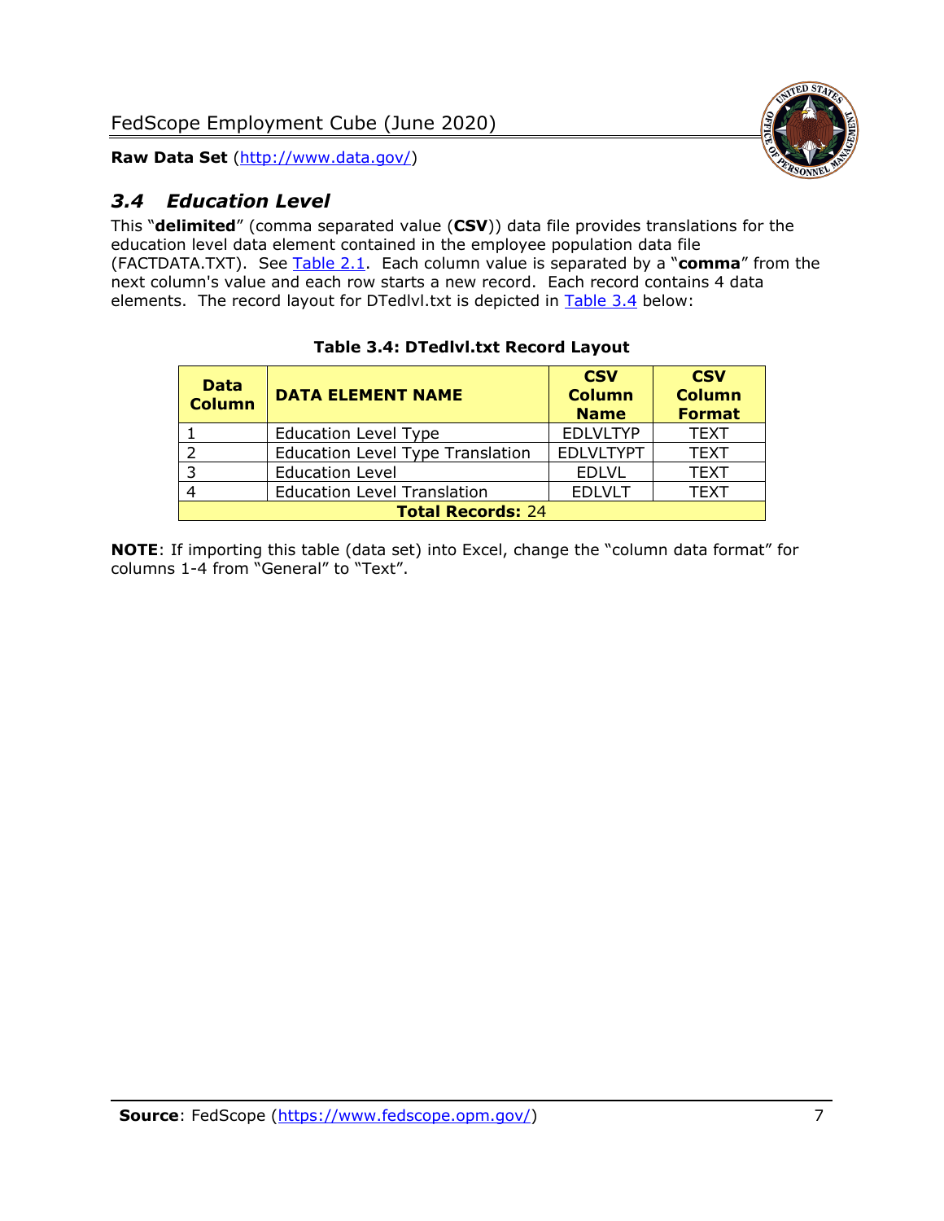### *3.4 Education Level*

This "**delimited**" (comma separated value (**CSV**)) data file provides translations for the education level data element contained in the employee population data file (FACTDATA.TXT). See Table 2.1. Each column value is separated by a "**comma**" from the next column's value and each row starts a new record. Each record contains 4 data elements. The record layout for DTedlvl.txt is depicted in Table 3.4 below:

**Table 3.4: DTedlvl.txt Record Layout**

| Data Column | DATA ELEMENT NAME | CSV Column Name | CSV Column Format |
|---|---|---|---|
| 1 | Education Level Type | EDLVLTYP | TEXT |
| 2 | Education Level Type Translation | EDLVLTYPT | TEXT |
| 3 | Education Level | EDLVL | TEXT |
| 4 | Education Level Translation | EDLVLT | TEXT |
| **Total Records:** 24 | | | |

**NOTE**: If importing this table (data set) into Excel, change the "column data format" for columns 1-4 from "General" to "Text".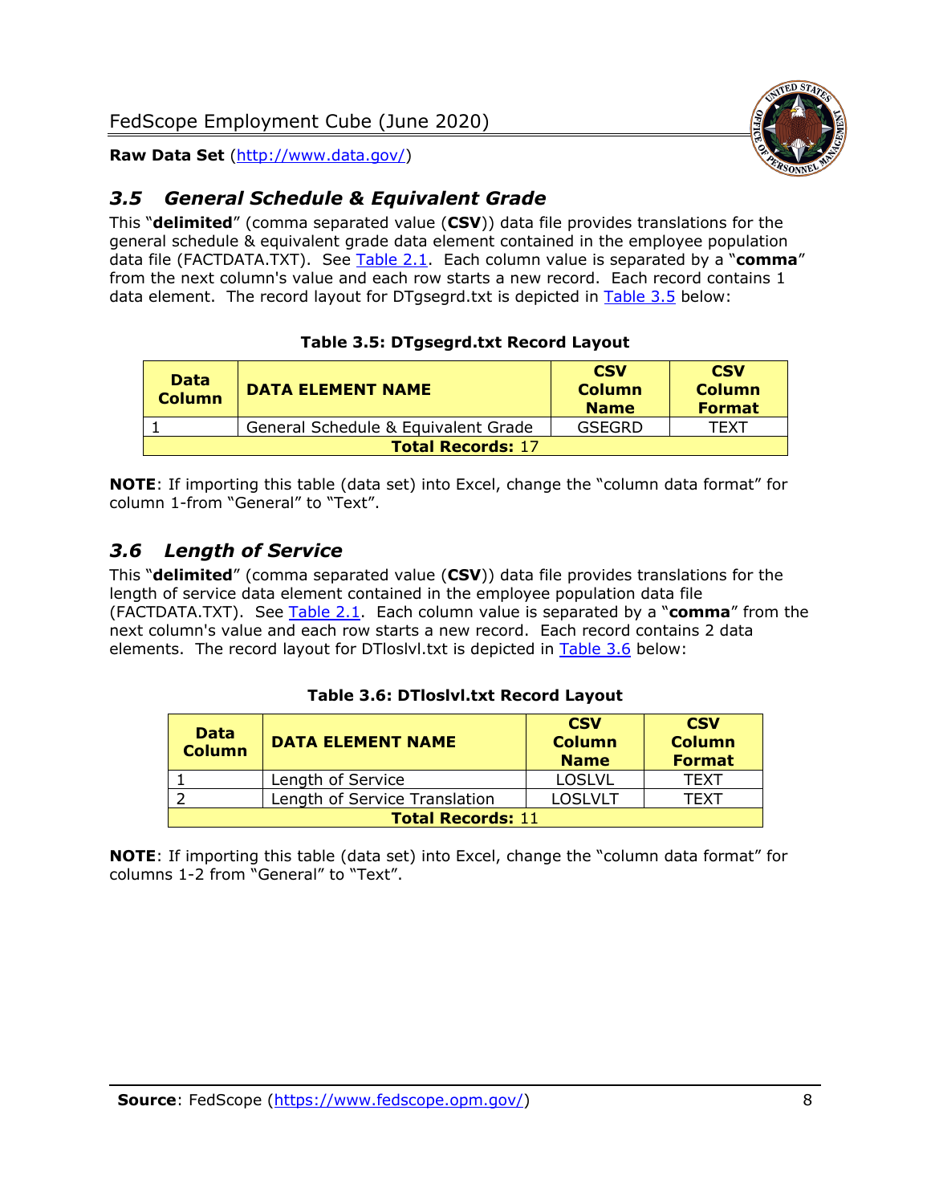## 3.5 General Schedule & Equivalent Grade

This "**delimited**" (comma separated value (**CSV**)) data file provides translations for the general schedule & equivalent grade data element contained in the employee population data file (FACTDATA.TXT). See Table 2.1. Each column value is separated by a "**comma**" from the next column's value and each row starts a new record. Each record contains 1 data element. The record layout for DTgsegrd.txt is depicted in Table 3.5 below:

**Table 3.5: DTgsegrd.txt Record Layout**

| Data Column | DATA ELEMENT NAME | CSV Column Name | CSV Column Format |
|---|---|---|---|
| 1 | General Schedule & Equivalent Grade | GSEGRD | TEXT |
| **Total Records:** 17 | | | |

**NOTE**: If importing this table (data set) into Excel, change the "column data format" for column 1-from "General" to "Text".

## 3.6 Length of Service

This "**delimited**" (comma separated value (**CSV**)) data file provides translations for the length of service data element contained in the employee population data file (FACTDATA.TXT). See Table 2.1. Each column value is separated by a "**comma**" from the next column's value and each row starts a new record. Each record contains 2 data elements. The record layout for DTloslvl.txt is depicted in Table 3.6 below:

**Table 3.6: DTloslvl.txt Record Layout**

| Data Column | DATA ELEMENT NAME | CSV Column Name | CSV Column Format |
|---|---|---|---|
| 1 | Length of Service | LOSLVL | TEXT |
| 2 | Length of Service Translation | LOSLVLT | TEXT |
| **Total Records:** 11 | | | |

**NOTE**: If importing this table (data set) into Excel, change the "column data format" for columns 1-2 from "General" to "Text".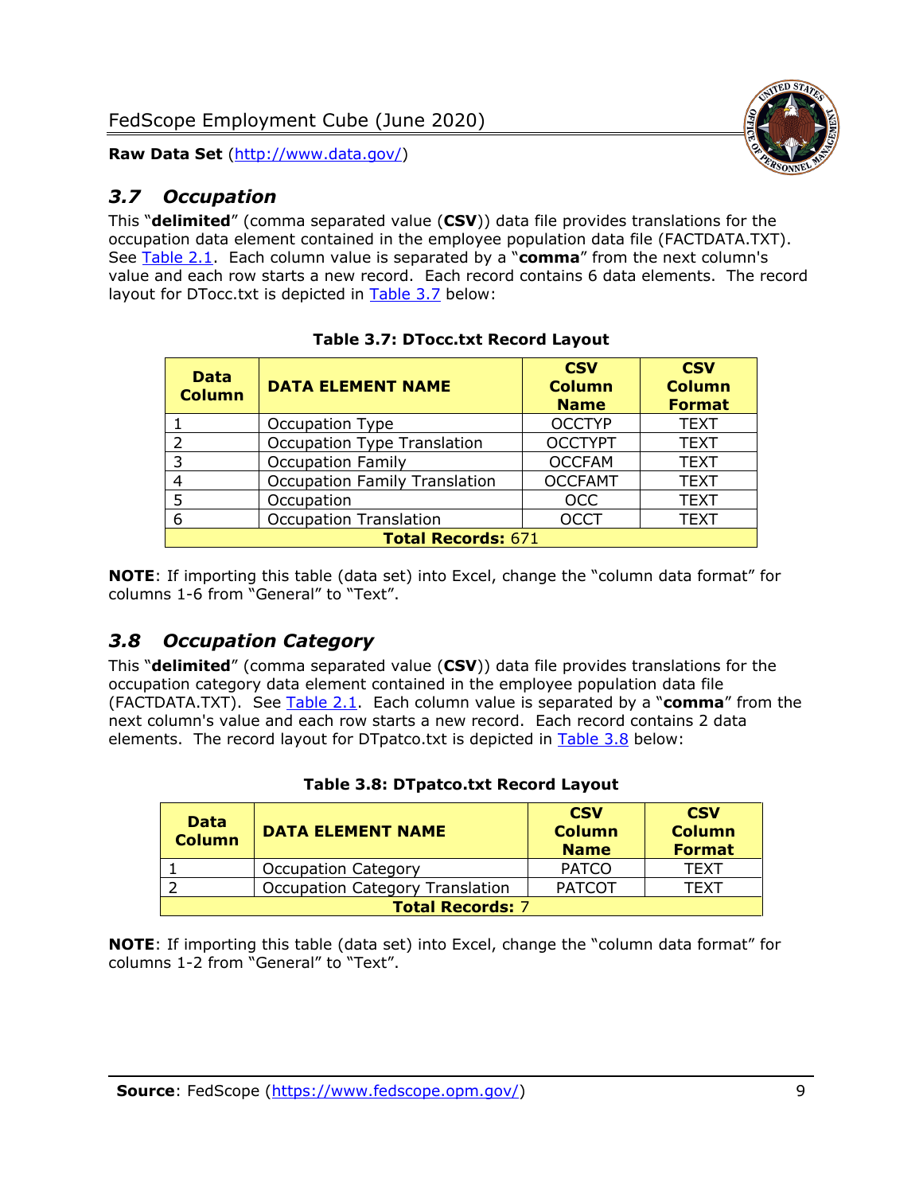### 3.7 Occupation

This "**delimited**" (comma separated value (**CSV**)) data file provides translations for the occupation data element contained in the employee population data file (FACTDATA.TXT). See Table 2.1. Each column value is separated by a "**comma**" from the next column's value and each row starts a new record. Each record contains 6 data elements. The record layout for DTocc.txt is depicted in Table 3.7 below:

**Table 3.7: DTocc.txt Record Layout**

| Data Column | DATA ELEMENT NAME | CSV Column Name | CSV Column Format |
|---|---|---|---|
| 1 | Occupation Type | OCCTYP | TEXT |
| 2 | Occupation Type Translation | OCCTYPT | TEXT |
| 3 | Occupation Family | OCCFAM | TEXT |
| 4 | Occupation Family Translation | OCCFAMT | TEXT |
| 5 | Occupation | OCC | TEXT |
| 6 | Occupation Translation | OCCT | TEXT |
| **Total Records:** 671 | | | |

**NOTE**: If importing this table (data set) into Excel, change the "column data format" for columns 1-6 from "General" to "Text".

### 3.8 Occupation Category

This "**delimited**" (comma separated value (**CSV**)) data file provides translations for the occupation category data element contained in the employee population data file (FACTDATA.TXT). See Table 2.1. Each column value is separated by a "**comma**" from the next column's value and each row starts a new record. Each record contains 2 data elements. The record layout for DTpatco.txt is depicted in Table 3.8 below:

**Table 3.8: DTpatco.txt Record Layout**

| Data Column | DATA ELEMENT NAME | CSV Column Name | CSV Column Format |
|---|---|---|---|
| 1 | Occupation Category | PATCO | TEXT |
| 2 | Occupation Category Translation | PATCOT | TEXT |
| **Total Records:** 7 | | | |

**NOTE**: If importing this table (data set) into Excel, change the "column data format" for columns 1-2 from "General" to "Text".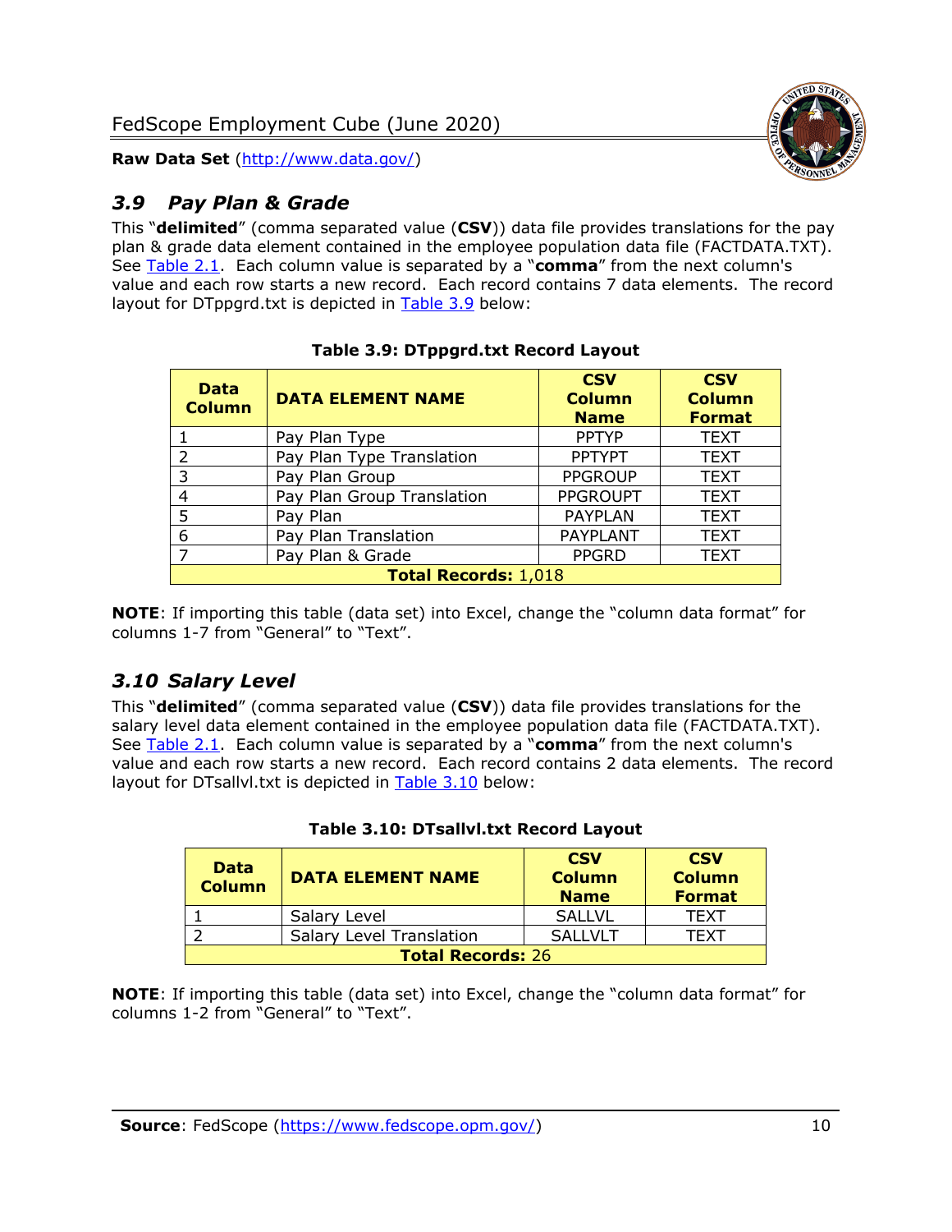## 3.9 Pay Plan & Grade

This "**delimited**" (comma separated value (**CSV**)) data file provides translations for the pay plan & grade data element contained in the employee population data file (FACTDATA.TXT). See Table 2.1. Each column value is separated by a "**comma**" from the next column's value and each row starts a new record. Each record contains 7 data elements. The record layout for DTppgrd.txt is depicted in Table 3.9 below:

**Table 3.9: DTppgrd.txt Record Layout**

| Data Column | DATA ELEMENT NAME | CSV Column Name | CSV Column Format |
|---|---|---|---|
| 1 | Pay Plan Type | PPTYP | TEXT |
| 2 | Pay Plan Type Translation | PPTYPT | TEXT |
| 3 | Pay Plan Group | PPGROUP | TEXT |
| 4 | Pay Plan Group Translation | PPGROUPT | TEXT |
| 5 | Pay Plan | PAYPLAN | TEXT |
| 6 | Pay Plan Translation | PAYPLANT | TEXT |
| 7 | Pay Plan & Grade | PPGRD | TEXT |
| **Total Records:** 1,018 | | | |

**NOTE**: If importing this table (data set) into Excel, change the "column data format" for columns 1-7 from "General" to "Text".

## 3.10 Salary Level

This "**delimited**" (comma separated value (**CSV**)) data file provides translations for the salary level data element contained in the employee population data file (FACTDATA.TXT). See Table 2.1. Each column value is separated by a "**comma**" from the next column's value and each row starts a new record. Each record contains 2 data elements. The record layout for DTsallvl.txt is depicted in Table 3.10 below:

**Table 3.10: DTsallvl.txt Record Layout**

| Data Column | DATA ELEMENT NAME | CSV Column Name | CSV Column Format |
|---|---|---|---|
| 1 | Salary Level | SALLVL | TEXT |
| 2 | Salary Level Translation | SALLVLT | TEXT |
| **Total Records:** 26 | | | |

**NOTE**: If importing this table (data set) into Excel, change the "column data format" for columns 1-2 from "General" to "Text".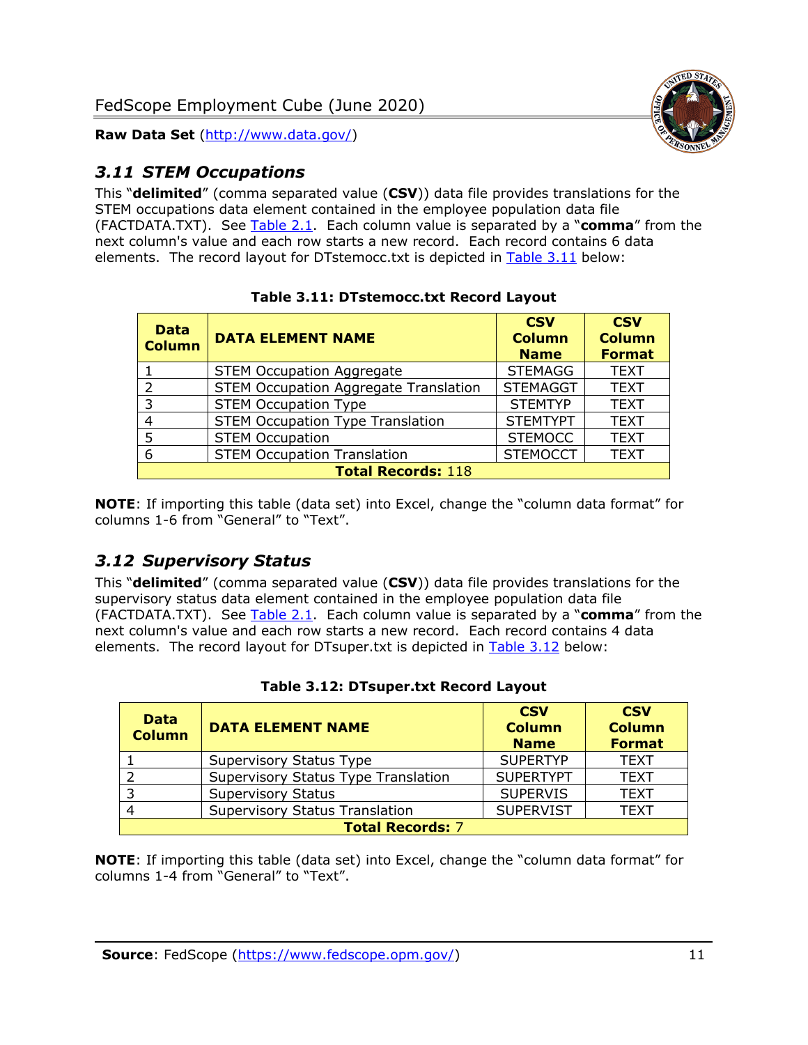## 3.11 STEM Occupations

This "**delimited**" (comma separated value (**CSV**)) data file provides translations for the STEM occupations data element contained in the employee population data file (FACTDATA.TXT). See Table 2.1. Each column value is separated by a "**comma**" from the next column's value and each row starts a new record. Each record contains 6 data elements. The record layout for DTstemocc.txt is depicted in Table 3.11 below:

**Table 3.11: DTstemocc.txt Record Layout**

| Data Column | DATA ELEMENT NAME | CSV Column Name | CSV Column Format |
|---|---|---|---|
| 1 | STEM Occupation Aggregate | STEMAGG | TEXT |
| 2 | STEM Occupation Aggregate Translation | STEMAGGT | TEXT |
| 3 | STEM Occupation Type | STEMTYP | TEXT |
| 4 | STEM Occupation Type Translation | STEMTYPT | TEXT |
| 5 | STEM Occupation | STEMOCC | TEXT |
| 6 | STEM Occupation Translation | STEMOCCT | TEXT |
| **Total Records:** 118 | | | |

**NOTE**: If importing this table (data set) into Excel, change the "column data format" for columns 1-6 from "General" to "Text".

## 3.12 Supervisory Status

This "**delimited**" (comma separated value (**CSV**)) data file provides translations for the supervisory status data element contained in the employee population data file (FACTDATA.TXT). See Table 2.1. Each column value is separated by a "**comma**" from the next column's value and each row starts a new record. Each record contains 4 data elements. The record layout for DTsuper.txt is depicted in Table 3.12 below:

**Table 3.12: DTsuper.txt Record Layout**

| Data Column | DATA ELEMENT NAME | CSV Column Name | CSV Column Format |
|---|---|---|---|
| 1 | Supervisory Status Type | SUPERTYP | TEXT |
| 2 | Supervisory Status Type Translation | SUPERTYPT | TEXT |
| 3 | Supervisory Status | SUPERVIS | TEXT |
| 4 | Supervisory Status Translation | SUPERVIST | TEXT |
| **Total Records:** 7 | | | |

**NOTE**: If importing this table (data set) into Excel, change the "column data format" for columns 1-4 from "General" to "Text".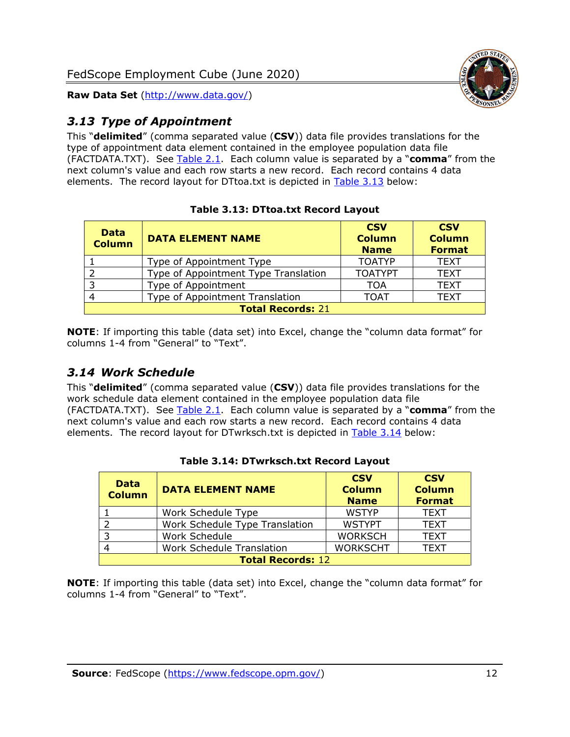## *3.13 Type of Appointment*

This "**delimited**" (comma separated value (**CSV**)) data file provides translations for the type of appointment data element contained in the employee population data file (FACTDATA.TXT). See Table 2.1. Each column value is separated by a "**comma**" from the next column's value and each row starts a new record. Each record contains 4 data elements. The record layout for DTtoa.txt is depicted in Table 3.13 below:

**Table 3.13: DTtoa.txt Record Layout**

| Data Column | DATA ELEMENT NAME | CSV Column Name | CSV Column Format |
|---|---|---|---|
| 1 | Type of Appointment Type | TOATYP | TEXT |
| 2 | Type of Appointment Type Translation | TOATYPT | TEXT |
| 3 | Type of Appointment | TOA | TEXT |
| 4 | Type of Appointment Translation | TOAT | TEXT |
| **Total Records:** 21 | | | |

**NOTE**: If importing this table (data set) into Excel, change the "column data format" for columns 1-4 from "General" to "Text".

## *3.14 Work Schedule*

This "**delimited**" (comma separated value (**CSV**)) data file provides translations for the work schedule data element contained in the employee population data file (FACTDATA.TXT). See Table 2.1. Each column value is separated by a "**comma**" from the next column's value and each row starts a new record. Each record contains 4 data elements. The record layout for DTwrksch.txt is depicted in Table 3.14 below:

**Table 3.14: DTwrksch.txt Record Layout**

| Data Column | DATA ELEMENT NAME | CSV Column Name | CSV Column Format |
|---|---|---|---|
| 1 | Work Schedule Type | WSTYP | TEXT |
| 2 | Work Schedule Type Translation | WSTYPT | TEXT |
| 3 | Work Schedule | WORKSCH | TEXT |
| 4 | Work Schedule Translation | WORKSCHT | TEXT |
| **Total Records:** 12 | | | |

**NOTE**: If importing this table (data set) into Excel, change the "column data format" for columns 1-4 from "General" to "Text".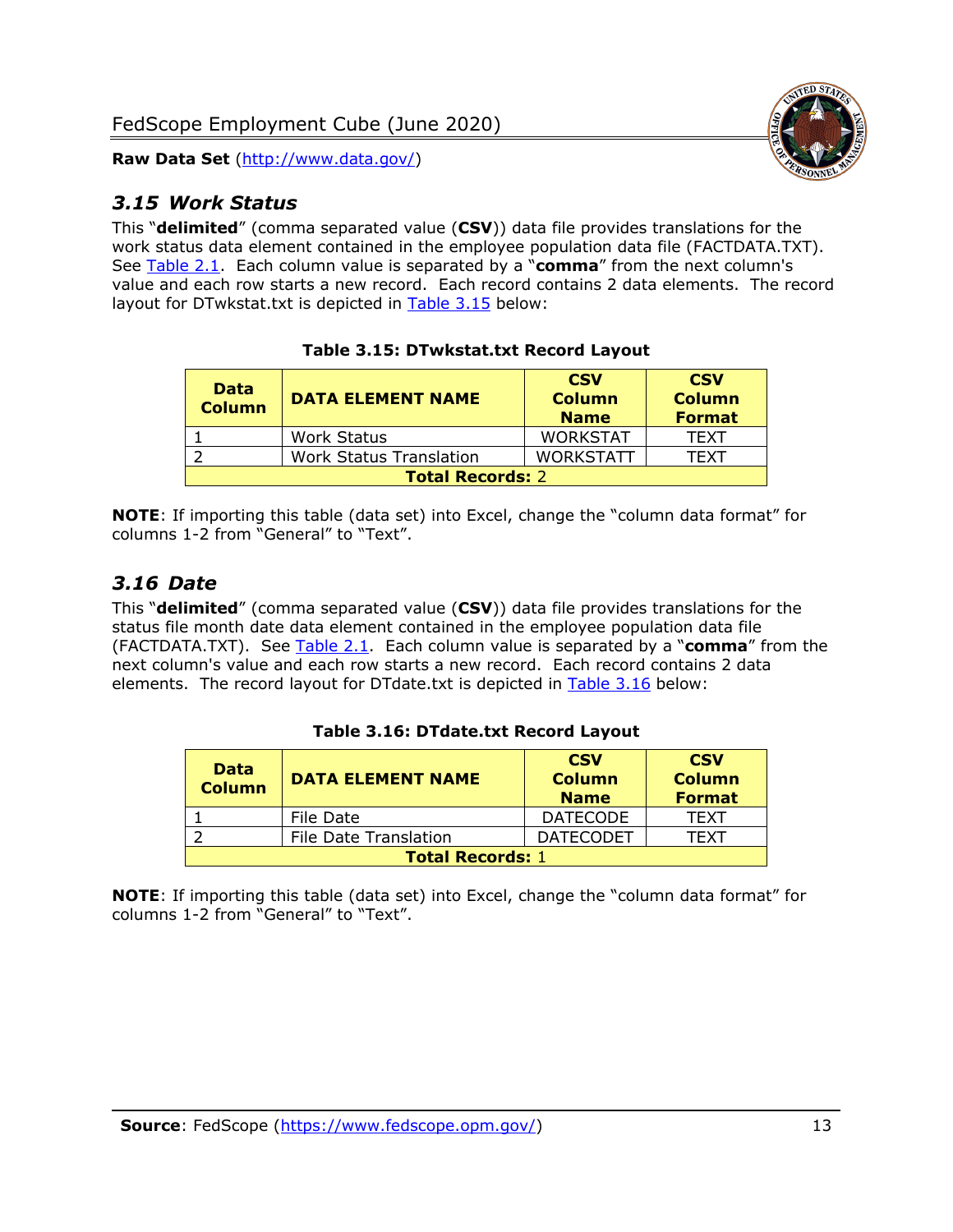## *3.15 Work Status*

This "**delimited**" (comma separated value (**CSV**)) data file provides translations for the work status data element contained in the employee population data file (FACTDATA.TXT). See Table 2.1. Each column value is separated by a "**comma**" from the next column's value and each row starts a new record. Each record contains 2 data elements. The record layout for DTwkstat.txt is depicted in Table 3.15 below:

**Table 3.15: DTwkstat.txt Record Layout**

| Data Column | DATA ELEMENT NAME | CSV Column Name | CSV Column Format |
|---|---|---|---|
| 1 | Work Status | WORKSTAT | TEXT |
| 2 | Work Status Translation | WORKSTATT | TEXT |
| **Total Records:** 2 | | | |

**NOTE**: If importing this table (data set) into Excel, change the "column data format" for columns 1-2 from "General" to "Text".

## *3.16 Date*

This "**delimited**" (comma separated value (**CSV**)) data file provides translations for the status file month date data element contained in the employee population data file (FACTDATA.TXT). See Table 2.1. Each column value is separated by a "**comma**" from the next column's value and each row starts a new record. Each record contains 2 data elements. The record layout for DTdate.txt is depicted in Table 3.16 below:

**Table 3.16: DTdate.txt Record Layout**

| Data Column | DATA ELEMENT NAME | CSV Column Name | CSV Column Format |
|---|---|---|---|
| 1 | File Date | DATECODE | TEXT |
| 2 | File Date Translation | DATECODET | TEXT |
| **Total Records:** 1 | | | |

**NOTE**: If importing this table (data set) into Excel, change the "column data format" for columns 1-2 from "General" to "Text".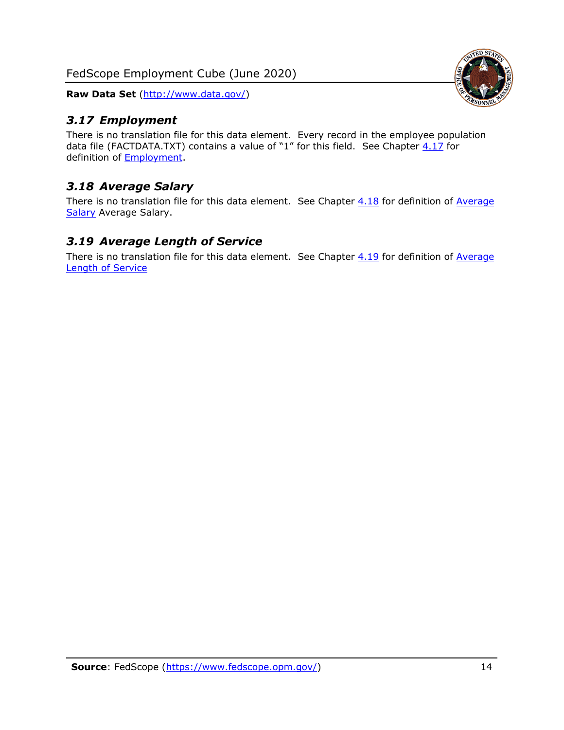### *3.17 Employment*

There is no translation file for this data element. Every record in the employee population data file (FACTDATA.TXT) contains a value of "1" for this field. See Chapter 4.17 for definition of Employment.

### *3.18 Average Salary*

There is no translation file for this data element. See Chapter 4.18 for definition of Average Salary Average Salary.

### *3.19 Average Length of Service*

There is no translation file for this data element. See Chapter 4.19 for definition of Average Length of Service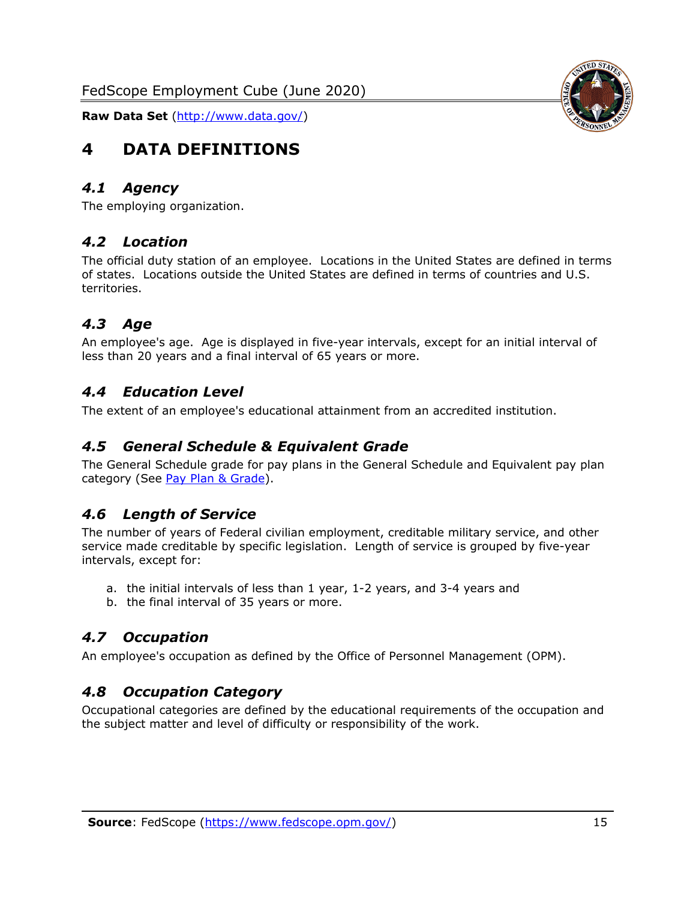# 4 DATA DEFINITIONS

## *4.1 Agency*

The employing organization.

## *4.2 Location*

The official duty station of an employee. Locations in the United States are defined in terms of states. Locations outside the United States are defined in terms of countries and U.S. territories.

## *4.3 Age*

An employee's age. Age is displayed in five-year intervals, except for an initial interval of less than 20 years and a final interval of 65 years or more.

## *4.4 Education Level*

The extent of an employee's educational attainment from an accredited institution.

## *4.5 General Schedule & Equivalent Grade*

The General Schedule grade for pay plans in the General Schedule and Equivalent pay plan category (See [Pay Plan & Grade]).

## *4.6 Length of Service*

The number of years of Federal civilian employment, creditable military service, and other service made creditable by specific legislation. Length of service is grouped by five-year intervals, except for:

a. the initial intervals of less than 1 year, 1-2 years, and 3-4 years and
b. the final interval of 35 years or more.

## *4.7 Occupation*

An employee's occupation as defined by the Office of Personnel Management (OPM).

## *4.8 Occupation Category*

Occupational categories are defined by the educational requirements of the occupation and the subject matter and level of difficulty or responsibility of the work.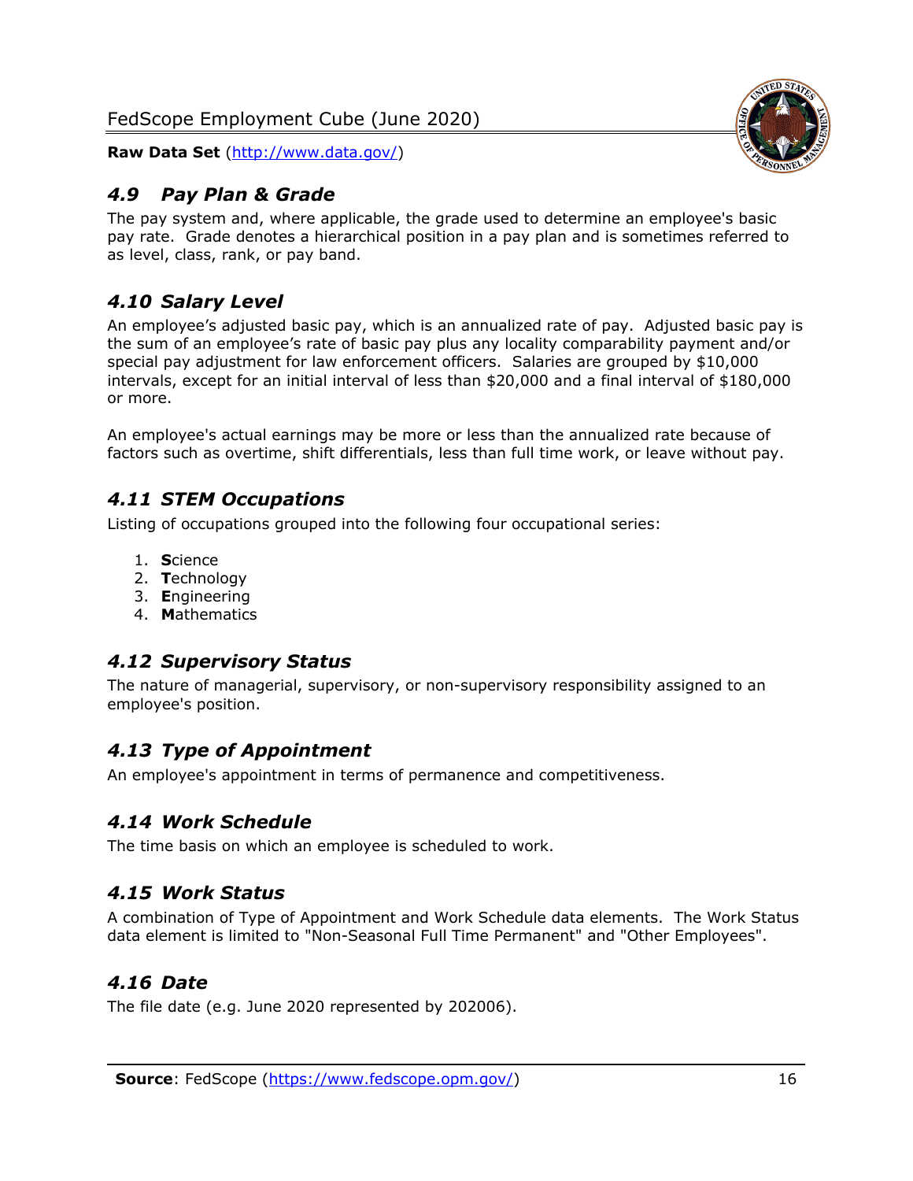### *4.9 Pay Plan & Grade*

The pay system and, where applicable, the grade used to determine an employee's basic pay rate. Grade denotes a hierarchical position in a pay plan and is sometimes referred to as level, class, rank, or pay band.

### *4.10 Salary Level*

An employee's adjusted basic pay, which is an annualized rate of pay. Adjusted basic pay is the sum of an employee's rate of basic pay plus any locality comparability payment and/or special pay adjustment for law enforcement officers. Salaries are grouped by $10,000 intervals, except for an initial interval of less than $20,000 and a final interval of $180,000 or more.

An employee's actual earnings may be more or less than the annualized rate because of factors such as overtime, shift differentials, less than full time work, or leave without pay.

### *4.11 STEM Occupations*

Listing of occupations grouped into the following four occupational series:

1. **S**cience
2. **T**echnology
3. **E**ngineering
4. **M**athematics

### *4.12 Supervisory Status*

The nature of managerial, supervisory, or non-supervisory responsibility assigned to an employee's position.

### *4.13 Type of Appointment*

An employee's appointment in terms of permanence and competitiveness.

### *4.14 Work Schedule*

The time basis on which an employee is scheduled to work.

### *4.15 Work Status*

A combination of Type of Appointment and Work Schedule data elements. The Work Status data element is limited to "Non-Seasonal Full Time Permanent" and "Other Employees".

### *4.16 Date*

The file date (e.g. June 2020 represented by 202006).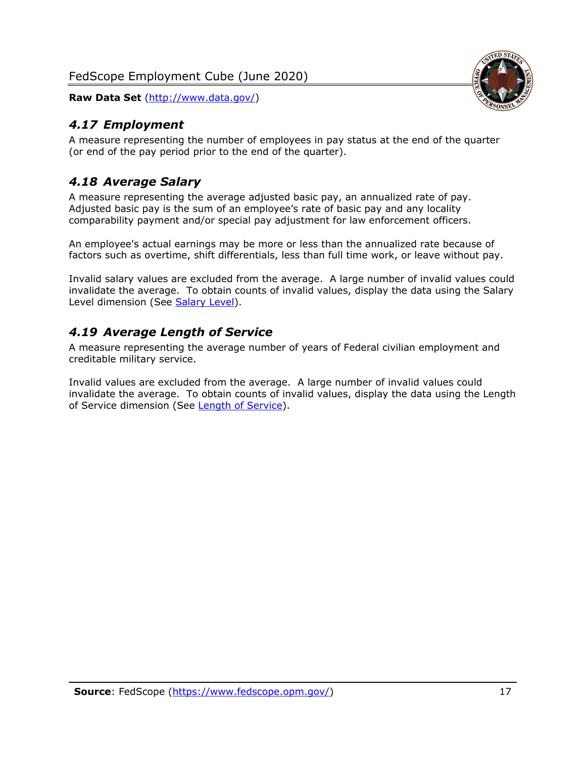### *4.17 Employment*

A measure representing the number of employees in pay status at the end of the quarter (or end of the pay period prior to the end of the quarter).

### *4.18 Average Salary*

A measure representing the average adjusted basic pay, an annualized rate of pay. Adjusted basic pay is the sum of an employee's rate of basic pay and any locality comparability payment and/or special pay adjustment for law enforcement officers.

An employee's actual earnings may be more or less than the annualized rate because of factors such as overtime, shift differentials, less than full time work, or leave without pay.

Invalid salary values are excluded from the average. A large number of invalid values could invalidate the average. To obtain counts of invalid values, display the data using the Salary Level dimension (See [Salary Level](#)).

### *4.19 Average Length of Service*

A measure representing the average number of years of Federal civilian employment and creditable military service.

Invalid values are excluded from the average. A large number of invalid values could invalidate the average. To obtain counts of invalid values, display the data using the Length of Service dimension (See [Length of Service](#)).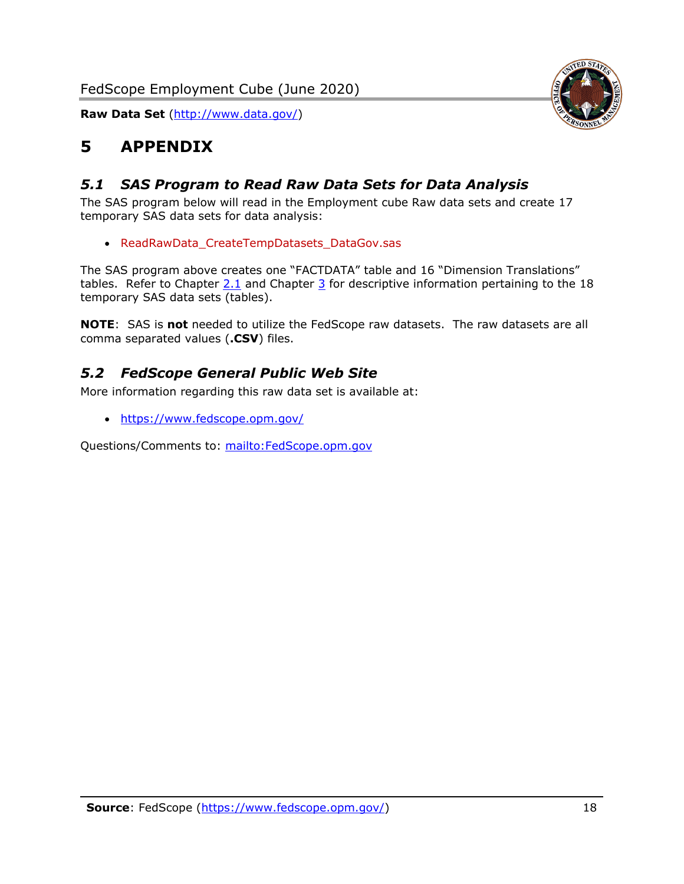# 5 APPENDIX

## *5.1 SAS Program to Read Raw Data Sets for Data Analysis*

The SAS program below will read in the Employment cube Raw data sets and create 17 temporary SAS data sets for data analysis:

- ReadRawData_CreateTempDatasets_DataGov.sas

The SAS program above creates one “FACTDATA” table and 16 “Dimension Translations” tables. Refer to Chapter 2.1 and Chapter 3 for descriptive information pertaining to the 18 temporary SAS data sets (tables).

**NOTE**: SAS is **not** needed to utilize the FedScope raw datasets. The raw datasets are all comma separated values (**.CSV**) files.

## *5.2 FedScope General Public Web Site*

More information regarding this raw data set is available at:

- https://www.fedscope.opm.gov/

Questions/Comments to: mailto:FedScope.opm.gov